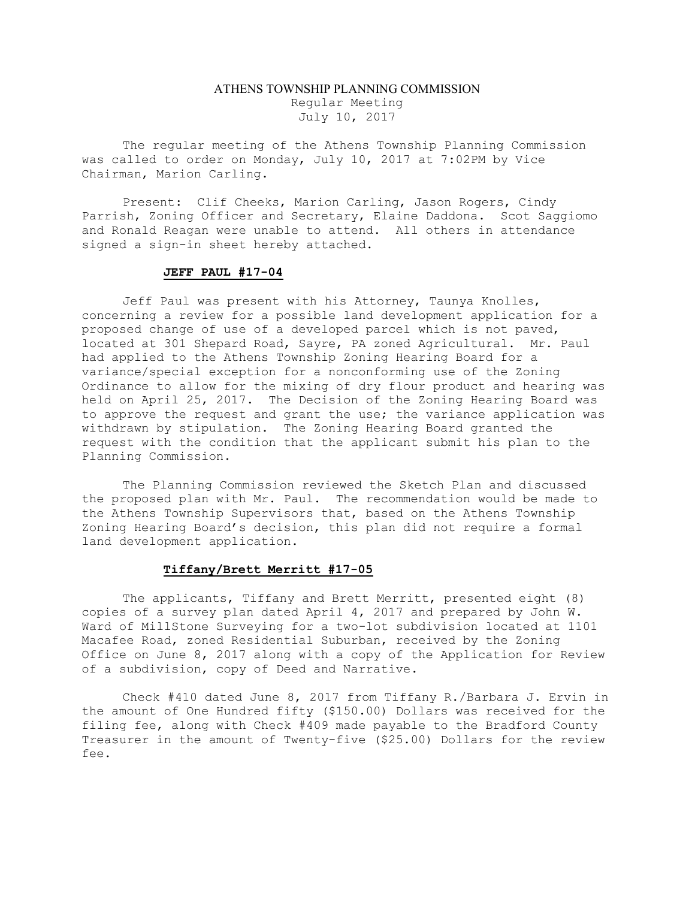# ATHENS TOWNSHIP PLANNING COMMISSION

Regular Meeting
July 10, 2017

The regular meeting of the Athens Township Planning Commission was called to order on Monday, July 10, 2017 at 7:02PM by Vice Chairman, Marion Carling.

Present: Clif Cheeks, Marion Carling, Jason Rogers, Cindy Parrish, Zoning Officer and Secretary, Elaine Daddona. Scot Saggiomo and Ronald Reagan were unable to attend. All others in attendance signed a sign-in sheet hereby attached.

## JEFF PAUL #17-04

Jeff Paul was present with his Attorney, Taunya Knolles, concerning a review for a possible land development application for a proposed change of use of a developed parcel which is not paved, located at 301 Shepard Road, Sayre, PA zoned Agricultural. Mr. Paul had applied to the Athens Township Zoning Hearing Board for a variance/special exception for a nonconforming use of the Zoning Ordinance to allow for the mixing of dry flour product and hearing was held on April 25, 2017. The Decision of the Zoning Hearing Board was to approve the request and grant the use; the variance application was withdrawn by stipulation. The Zoning Hearing Board granted the request with the condition that the applicant submit his plan to the Planning Commission.

The Planning Commission reviewed the Sketch Plan and discussed the proposed plan with Mr. Paul. The recommendation would be made to the Athens Township Supervisors that, based on the Athens Township Zoning Hearing Board's decision, this plan did not require a formal land development application.

## Tiffany/Brett Merritt #17-05

The applicants, Tiffany and Brett Merritt, presented eight (8) copies of a survey plan dated April 4, 2017 and prepared by John W. Ward of MillStone Surveying for a two-lot subdivision located at 1101 Macafee Road, zoned Residential Suburban, received by the Zoning Office on June 8, 2017 along with a copy of the Application for Review of a subdivision, copy of Deed and Narrative.

Check #410 dated June 8, 2017 from Tiffany R./Barbara J. Ervin in the amount of One Hundred fifty ($150.00) Dollars was received for the filing fee, along with Check #409 made payable to the Bradford County Treasurer in the amount of Twenty-five ($25.00) Dollars for the review fee.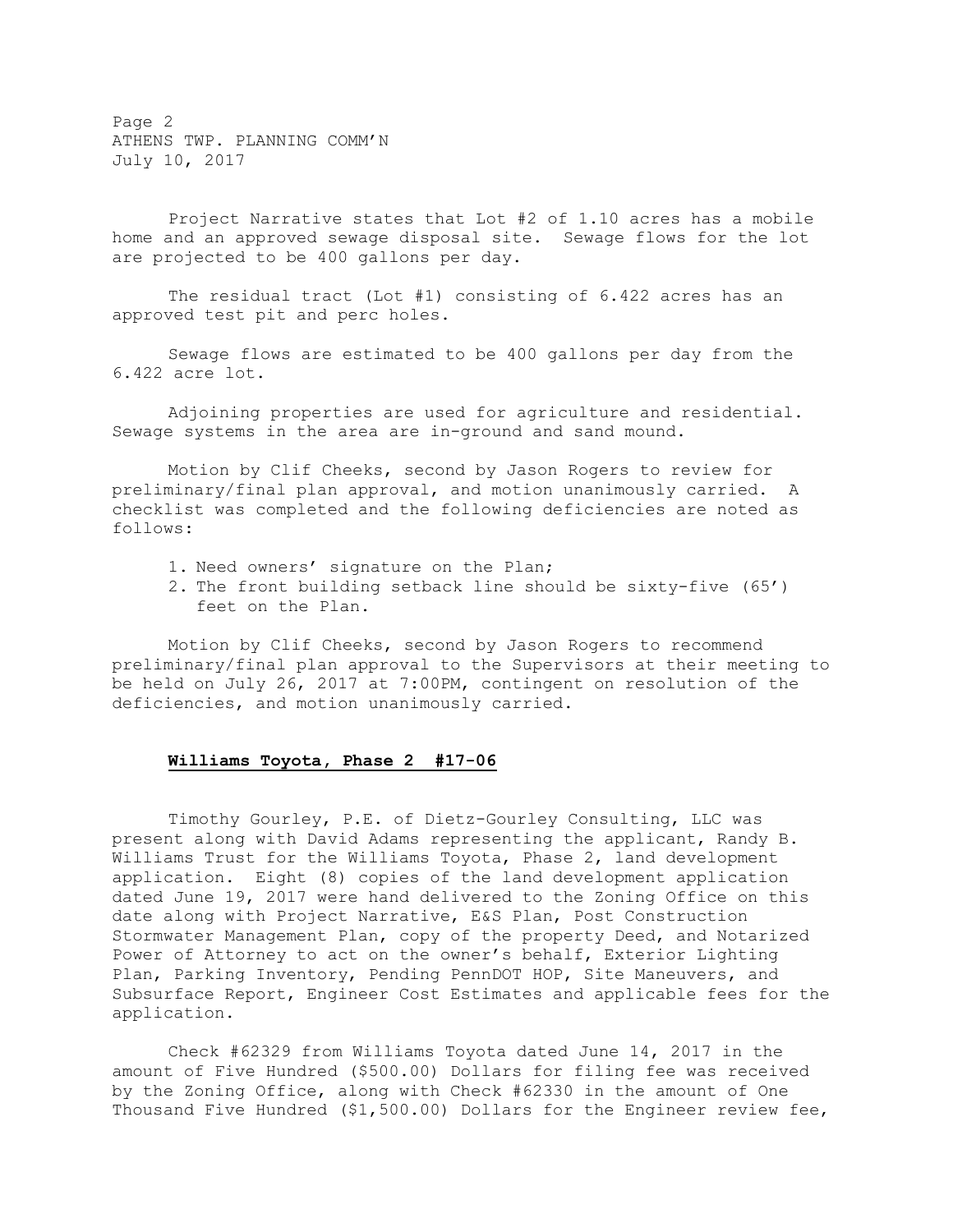Project Narrative states that Lot #2 of 1.10 acres has a mobile home and an approved sewage disposal site. Sewage flows for the lot are projected to be 400 gallons per day.

The residual tract (Lot #1) consisting of 6.422 acres has an approved test pit and perc holes.

Sewage flows are estimated to be 400 gallons per day from the 6.422 acre lot.

Adjoining properties are used for agriculture and residential. Sewage systems in the area are in-ground and sand mound.

Motion by Clif Cheeks, second by Jason Rogers to review for preliminary/final plan approval, and motion unanimously carried. A checklist was completed and the following deficiencies are noted as follows:

1. Need owners' signature on the Plan;
2. The front building setback line should be sixty-five (65') feet on the Plan.

Motion by Clif Cheeks, second by Jason Rogers to recommend preliminary/final plan approval to the Supervisors at their meeting to be held on July 26, 2017 at 7:00PM, contingent on resolution of the deficiencies, and motion unanimously carried.

**Williams Toyota, Phase 2 #17-06**

Timothy Gourley, P.E. of Dietz-Gourley Consulting, LLC was present along with David Adams representing the applicant, Randy B. Williams Trust for the Williams Toyota, Phase 2, land development application. Eight (8) copies of the land development application dated June 19, 2017 were hand delivered to the Zoning Office on this date along with Project Narrative, E&S Plan, Post Construction Stormwater Management Plan, copy of the property Deed, and Notarized Power of Attorney to act on the owner's behalf, Exterior Lighting Plan, Parking Inventory, Pending PennDOT HOP, Site Maneuvers, and Subsurface Report, Engineer Cost Estimates and applicable fees for the application.

Check #62329 from Williams Toyota dated June 14, 2017 in the amount of Five Hundred ($500.00) Dollars for filing fee was received by the Zoning Office, along with Check #62330 in the amount of One Thousand Five Hundred ($1,500.00) Dollars for the Engineer review fee,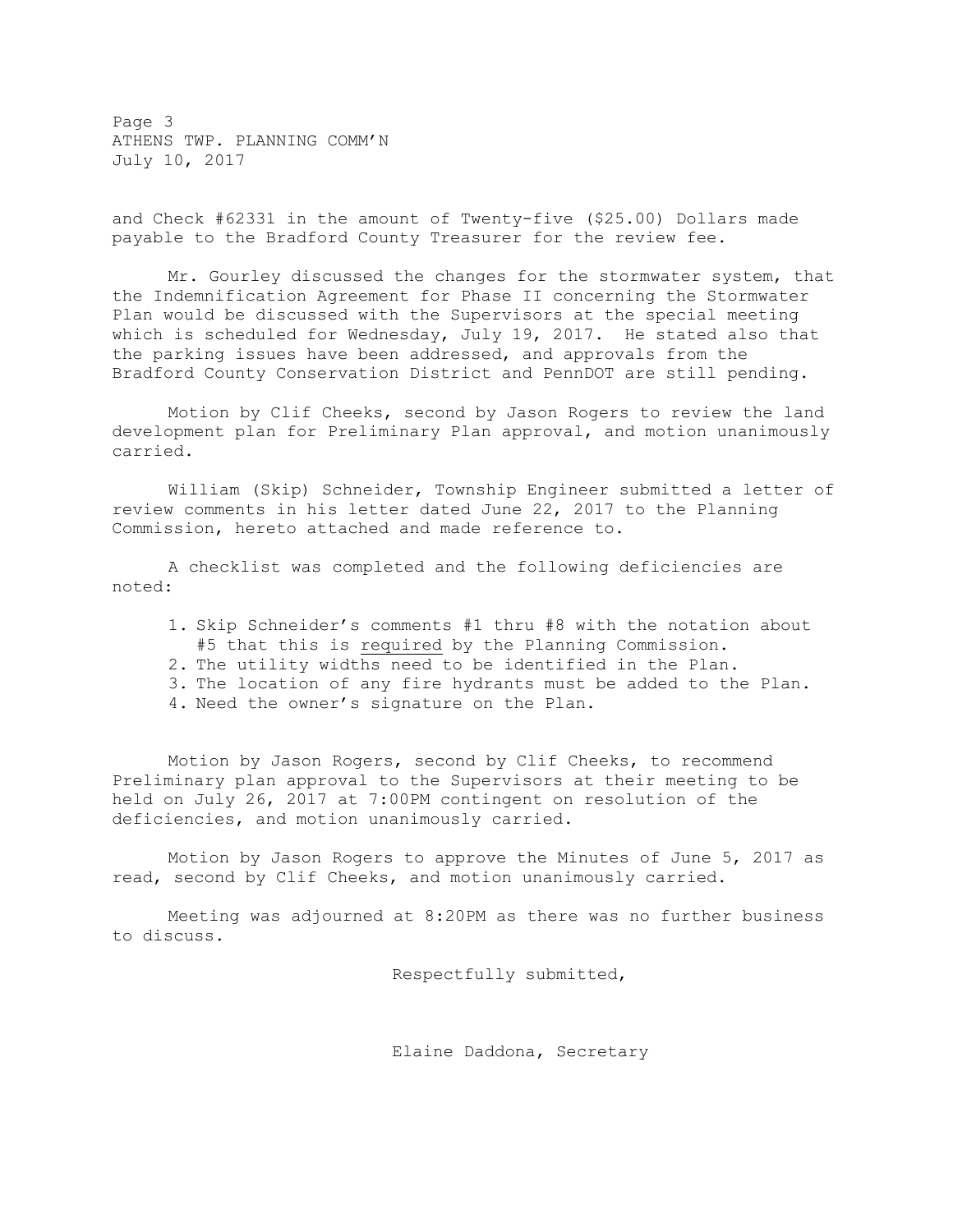and Check #62331 in the amount of Twenty-five ($25.00) Dollars made payable to the Bradford County Treasurer for the review fee.

Mr. Gourley discussed the changes for the stormwater system, that the Indemnification Agreement for Phase II concerning the Stormwater Plan would be discussed with the Supervisors at the special meeting which is scheduled for Wednesday, July 19, 2017. He stated also that the parking issues have been addressed, and approvals from the Bradford County Conservation District and PennDOT are still pending.

Motion by Clif Cheeks, second by Jason Rogers to review the land development plan for Preliminary Plan approval, and motion unanimously carried.

William (Skip) Schneider, Township Engineer submitted a letter of review comments in his letter dated June 22, 2017 to the Planning Commission, hereto attached and made reference to.

A checklist was completed and the following deficiencies are noted:

1. Skip Schneider's comments #1 thru #8 with the notation about #5 that this is required by the Planning Commission.
2. The utility widths need to be identified in the Plan.
3. The location of any fire hydrants must be added to the Plan.
4. Need the owner's signature on the Plan.

Motion by Jason Rogers, second by Clif Cheeks, to recommend Preliminary plan approval to the Supervisors at their meeting to be held on July 26, 2017 at 7:00PM contingent on resolution of the deficiencies, and motion unanimously carried.

Motion by Jason Rogers to approve the Minutes of June 5, 2017 as read, second by Clif Cheeks, and motion unanimously carried.

Meeting was adjourned at 8:20PM as there was no further business to discuss.

Respectfully submitted,

Elaine Daddona, Secretary